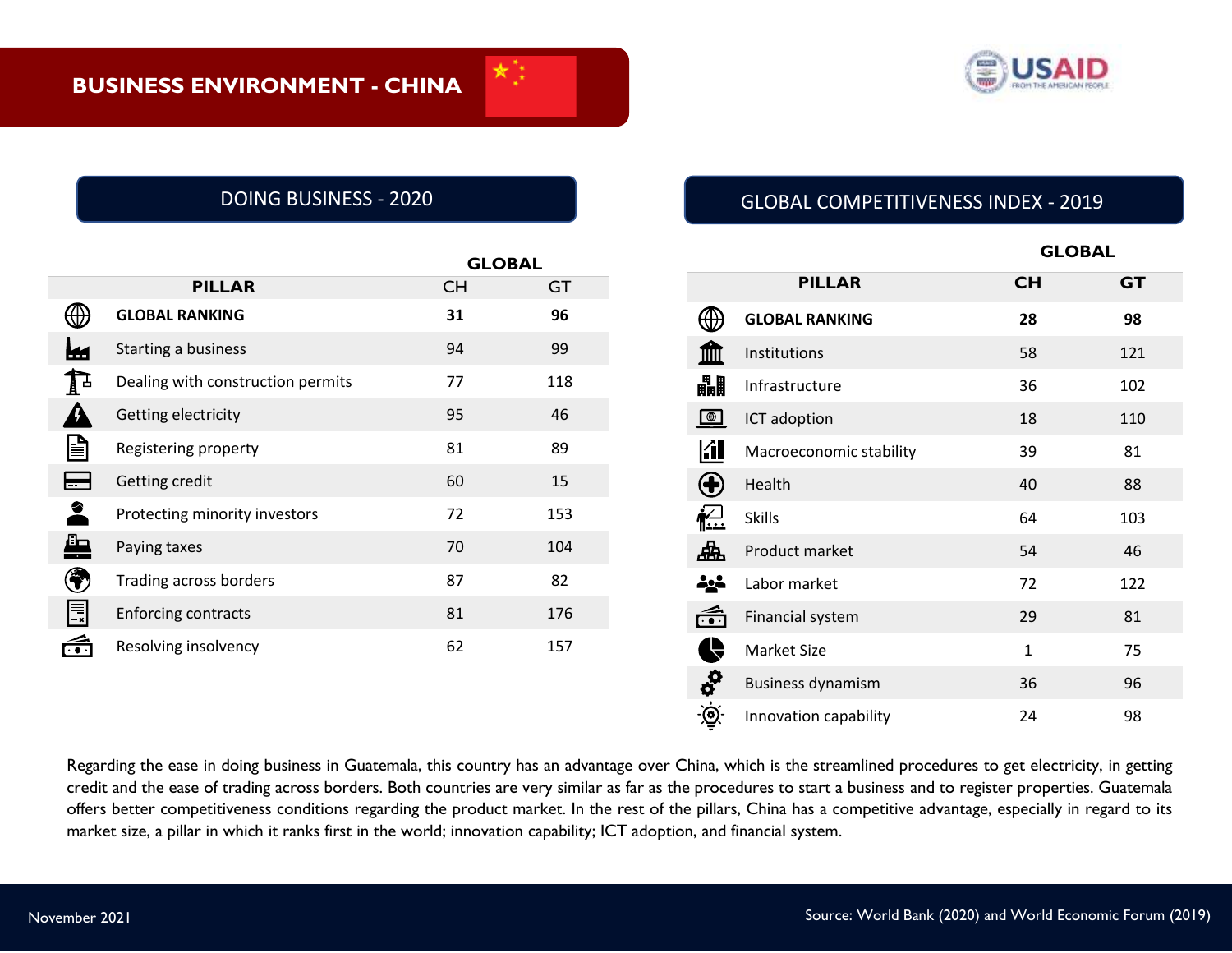# BUSINESS ENVIRONMENT - CHINA

USAID FROM THE AMERICAN PEOPLE

## DOING BUSINESS - 2020

| PILLAR | GLOBAL | |
|---|---|---|
| | CH | GT |
| **GLOBAL RANKING** | **31** | **96** |
| Starting a business | 94 | 99 |
| Dealing with construction permits | 77 | 118 |
| Getting electricity | 95 | 46 |
| Registering property | 81 | 89 |
| Getting credit | 60 | 15 |
| Protecting minority investors | 72 | 153 |
| Paying taxes | 70 | 104 |
| Trading across borders | 87 | 82 |
| Enforcing contracts | 81 | 176 |
| Resolving insolvency | 62 | 157 |

## GLOBAL COMPETITIVENESS INDEX - 2019

| PILLAR | GLOBAL | |
|---|---|---|
| | CH | GT |
| **GLOBAL RANKING** | **28** | **98** |
| Institutions | 58 | 121 |
| Infrastructure | 36 | 102 |
| ICT adoption | 18 | 110 |
| Macroeconomic stability | 39 | 81 |
| Health | 40 | 88 |
| Skills | 64 | 103 |
| Product market | 54 | 46 |
| Labor market | 72 | 122 |
| Financial system | 29 | 81 |
| Market Size | 1 | 75 |
| Business dynamism | 36 | 96 |
| Innovation capability | 24 | 98 |

Regarding the ease in doing business in Guatemala, this country has an advantage over China, which is the streamlined procedures to get electricity, in getting credit and the ease of trading across borders. Both countries are very similar as far as the procedures to start a business and to register properties. Guatemala offers better competitiveness conditions regarding the product market. In the rest of the pillars, China has a competitive advantage, especially in regard to its market size, a pillar in which it ranks first in the world; innovation capability; ICT adoption, and financial system.

November 2021

Source: World Bank (2020) and World Economic Forum (2019)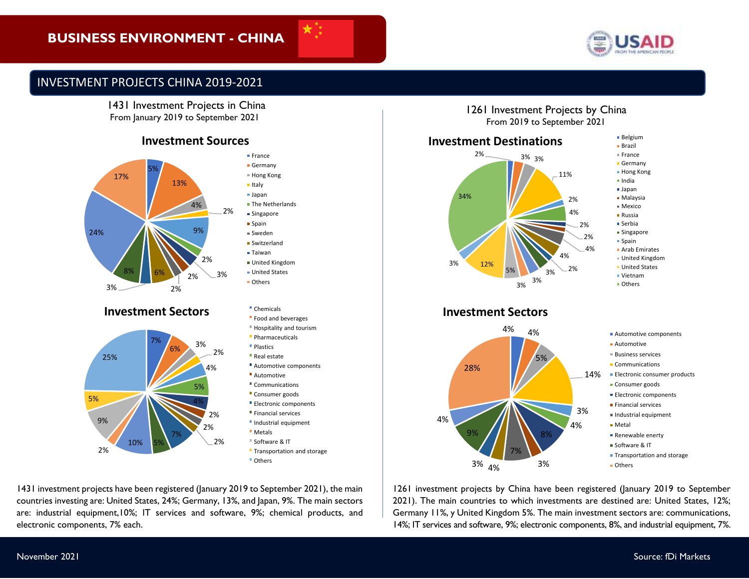# BUSINESS ENVIRONMENT - CHINA

## INVESTMENT PROJECTS CHINA 2019-2021

### 1431 Investment Projects in China
From January 2019 to September 2021

#### Investment Sources

| Source | Share |
|---|---|
| France | 5% |
| Germany | 13% |
| Hong Kong | 4% |
| Italy | 2% |
| Japan | 9% |
| The Netherlands | 2% |
| Singapore | 3% |
| Spain | 2% |
| Sweden | 2% |
| Switzerland | 6% |
| Taiwan | 3% |
| United Kingdom | 8% |
| United States | 24% |
| Others | 17% |

#### Investment Sectors

| Sector | Share |
|---|---|
| Chemicals | 7% |
| Food and beverages | 6% |
| Hospitality and tourism | 3% |
| Pharmaceuticals | 2% |
| Plastics | 4% |
| Real estate | 5% |
| Automotive components | 4% |
| Automotive | 2% |
| Communications | 2% |
| Consumer goods | 2% |
| Electronic components | 7% |
| Financial services | 5% |
| Industrial equipment | 10% |
| Metals | 2% |
| Software & IT | 9% |
| Transportation and storage | 5% |
| Others | 25% |

1431 investment projects have been registered (January 2019 to September 2021), the main countries investing are: United States, 24%; Germany, 13%, and Japan, 9%. The main sectors are: industrial equipment,10%; IT services and software, 9%; chemical products, and electronic components, 7% each.

### 1261 Investment Projects by China
From 2019 to September 2021

#### Investment Destinations

| Destination | Share |
|---|---|
| Belgium | 2% |
| Brazil | 3% |
| France | 3% |
| Germany | 11% |
| Hong Kong | 2% |
| India | 4% |
| Japan | 2% |
| Malaysia | 2% |
| Mexico | 4% |
| Russia | 4% |
| Serbia | 2% |
| Singapore | 3% |
| Spain | 3% |
| Arab Emirates | 3% |
| United Kingdom | 5% |
| United States | 12% |
| Vietnam | 3% |
| Others | 34% |

#### Investment Sectors

| Sector | Share |
|---|---|
| Automotive components | 4% |
| Automotive | 4% |
| Business services | 5% |
| Communications | 14% |
| Electronic consumer products | 3% |
| Consumer goods | 4% |
| Electronic components | 8% |
| Financial services | 3% |
| Industrial equipment | 7% |
| Metal | 4% |
| Renewable enerty | 3% |
| Software & IT | 9% |
| Transportation and storage | 4% |
| Others | 28% |

1261 investment projects by China have been registered (January 2019 to September 2021). The main countries to which investments are destined are: United States, 12%; Germany 11%, y United Kingdom 5%. The main investment sectors are: communications, 14%; IT services and software, 9%; electronic components, 8%, and industrial equipment, 7%.

November 2021

Source: fDi Markets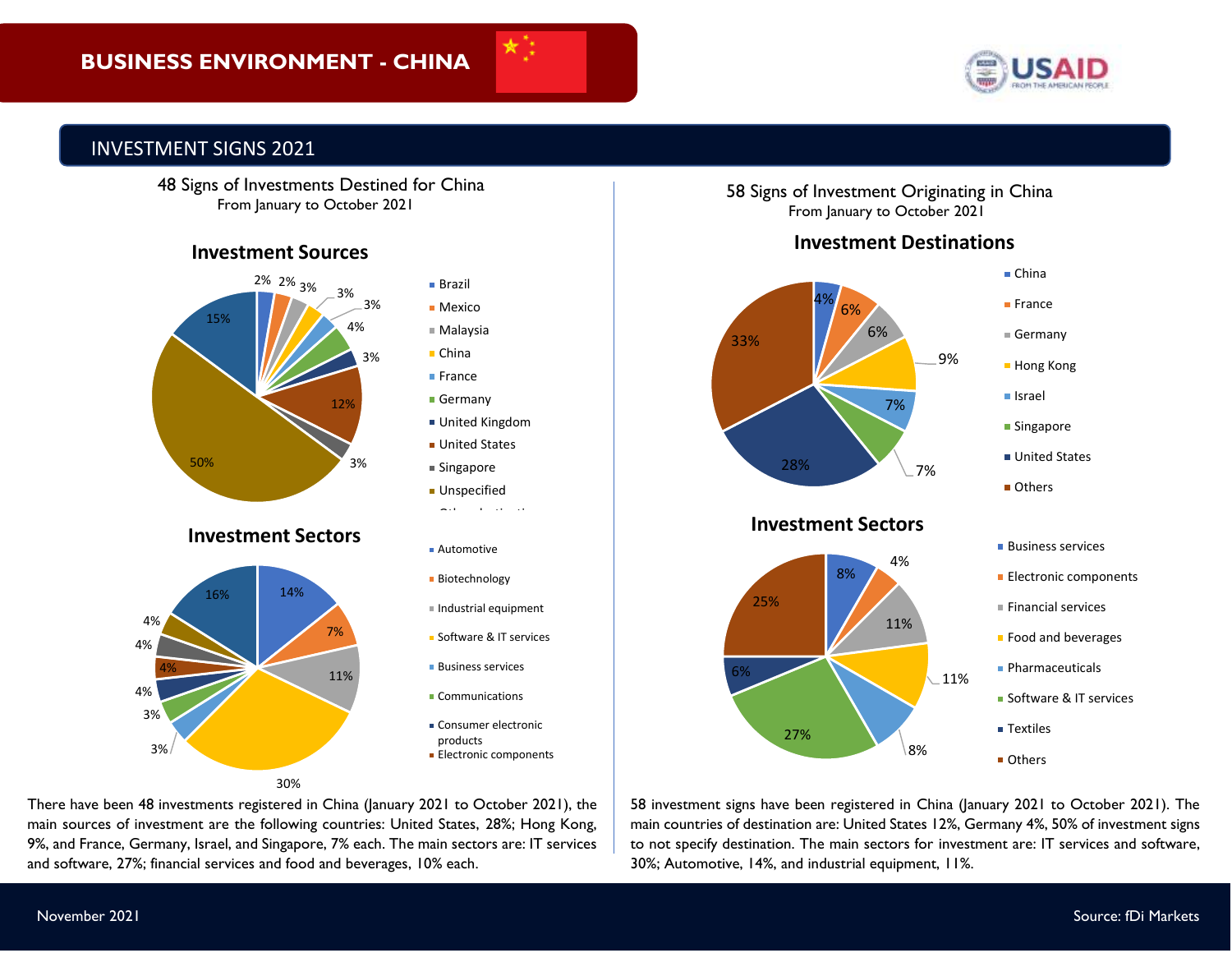# BUSINESS ENVIRONMENT - CHINA

## INVESTMENT SIGNS 2021

### 48 Signs of Investments Destined for China
From January to October 2021

#### Investment Sources

| Source | Share |
|---|---|
| Brazil | 2% |
| Mexico | 2% |
| Malaysia | 3% |
| China | 3% |
| France | 3% |
| Germany | 4% |
| United Kingdom | 3% |
| United States | 12% |
| Singapore | 3% |
| Unspecified | 50% |
| Other destinations | 15% |

#### Investment Sectors

| Sector | Share |
|---|---|
| Automotive | 14% |
| Biotechnology | 7% |
| Industrial equipment | 11% |
| Software & IT services | 30% |
| Business services | 3% |
| Communications | 3% |
| Consumer electronic products | 4% |
| Electronic components | 4% |
| (unlabeled) | 4% |
| (unlabeled) | 4% |
| (unlabeled) | 16% |

There have been 48 investments registered in China (January 2021 to October 2021), the main sources of investment are the following countries: United States, 28%; Hong Kong, 9%, and France, Germany, Israel, and Singapore, 7% each. The main sectors are: IT services and software, 27%; financial services and food and beverages, 10% each.

### 58 Signs of Investment Originating in China
From January to October 2021

#### Investment Destinations

| Destination | Share |
|---|---|
| China | 4% |
| France | 6% |
| Germany | 6% |
| Hong Kong | 9% |
| Israel | 7% |
| Singapore | 7% |
| United States | 28% |
| Others | 33% |

#### Investment Sectors

| Sector | Share |
|---|---|
| Business services | 8% |
| Electronic components | 4% |
| Financial services | 11% |
| Food and beverages | 11% |
| Pharmaceuticals | 8% |
| Software & IT services | 27% |
| Textiles | 6% |
| Others | 25% |

58 investment signs have been registered in China (January 2021 to October 2021). The main countries of destination are: United States 12%, Germany 4%, 50% of investment signs to not specify destination. The main sectors for investment are: IT services and software, 30%; Automotive, 14%, and industrial equipment, 11%.

Source: fDi Markets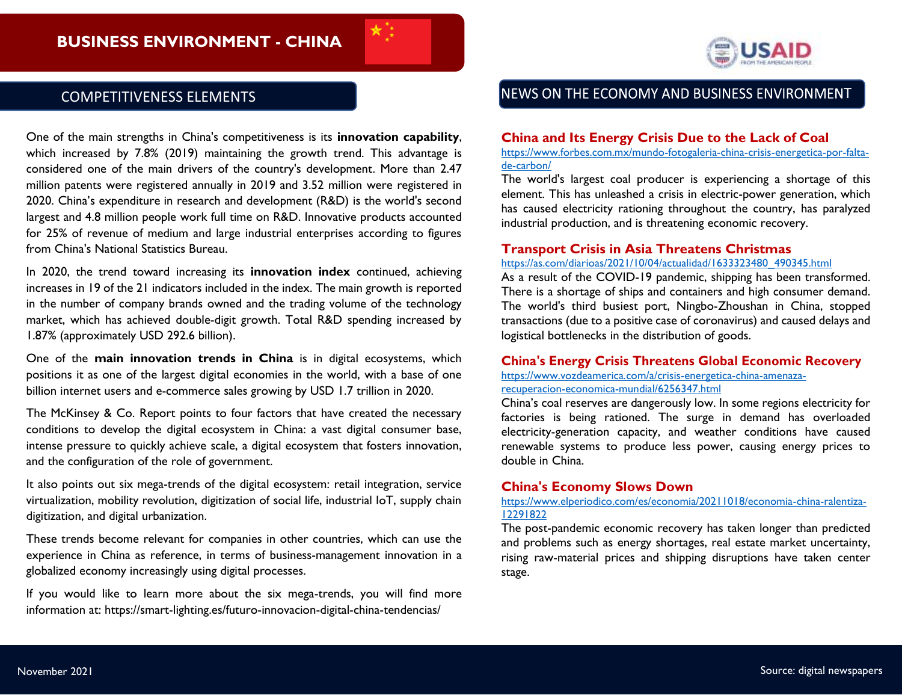# BUSINESS ENVIRONMENT - CHINA

## COMPETITIVENESS ELEMENTS

One of the main strengths in China's competitiveness is its **innovation capability**, which increased by 7.8% (2019) maintaining the growth trend. This advantage is considered one of the main drivers of the country's development. More than 2.47 million patents were registered annually in 2019 and 3.52 million were registered in 2020. China's expenditure in research and development (R&D) is the world's second largest and 4.8 million people work full time on R&D. Innovative products accounted for 25% of revenue of medium and large industrial enterprises according to figures from China's National Statistics Bureau.

In 2020, the trend toward increasing its **innovation index** continued, achieving increases in 19 of the 21 indicators included in the index. The main growth is reported in the number of company brands owned and the trading volume of the technology market, which has achieved double-digit growth. Total R&D spending increased by 1.87% (approximately USD 292.6 billion).

One of the **main innovation trends in China** is in digital ecosystems, which positions it as one of the largest digital economies in the world, with a base of one billion internet users and e-commerce sales growing by USD 1.7 trillion in 2020.

The McKinsey & Co. Report points to four factors that have created the necessary conditions to develop the digital ecosystem in China: a vast digital consumer base, intense pressure to quickly achieve scale, a digital ecosystem that fosters innovation, and the configuration of the role of government.

It also points out six mega-trends of the digital ecosystem: retail integration, service virtualization, mobility revolution, digitization of social life, industrial IoT, supply chain digitization, and digital urbanization.

These trends become relevant for companies in other countries, which can use the experience in China as reference, in terms of business-management innovation in a globalized economy increasingly using digital processes.

If you would like to learn more about the six mega-trends, you will find more information at: https://smart-lighting.es/futuro-innovacion-digital-china-tendencias/

## NEWS ON THE ECONOMY AND BUSINESS ENVIRONMENT

### China and Its Energy Crisis Due to the Lack of Coal

https://www.forbes.com.mx/mundo-fotogaleria-china-crisis-energetica-por-falta-de-carbon/

The world's largest coal producer is experiencing a shortage of this element. This has unleashed a crisis in electric-power generation, which has caused electricity rationing throughout the country, has paralyzed industrial production, and is threatening economic recovery.

### Transport Crisis in Asia Threatens Christmas

https://as.com/diarioas/2021/10/04/actualidad/1633323480_490345.html

As a result of the COVID-19 pandemic, shipping has been transformed. There is a shortage of ships and containers and high consumer demand. The world's third busiest port, Ningbo-Zhoushan in China, stopped transactions (due to a positive case of coronavirus) and caused delays and logistical bottlenecks in the distribution of goods.

### China's Energy Crisis Threatens Global Economic Recovery

https://www.vozdeamerica.com/a/crisis-energetica-china-amenaza-recuperacion-economica-mundial/6256347.html

China's coal reserves are dangerously low. In some regions electricity for factories is being rationed. The surge in demand has overloaded electricity-generation capacity, and weather conditions have caused renewable systems to produce less power, causing energy prices to double in China.

### China's Economy Slows Down

https://www.elperiodico.com/es/economia/20211018/economia-china-ralentiza-12291822

The post-pandemic economic recovery has taken longer than predicted and problems such as energy shortages, real estate market uncertainty, rising raw-material prices and shipping disruptions have taken center stage.

November 2021

Source: digital newspapers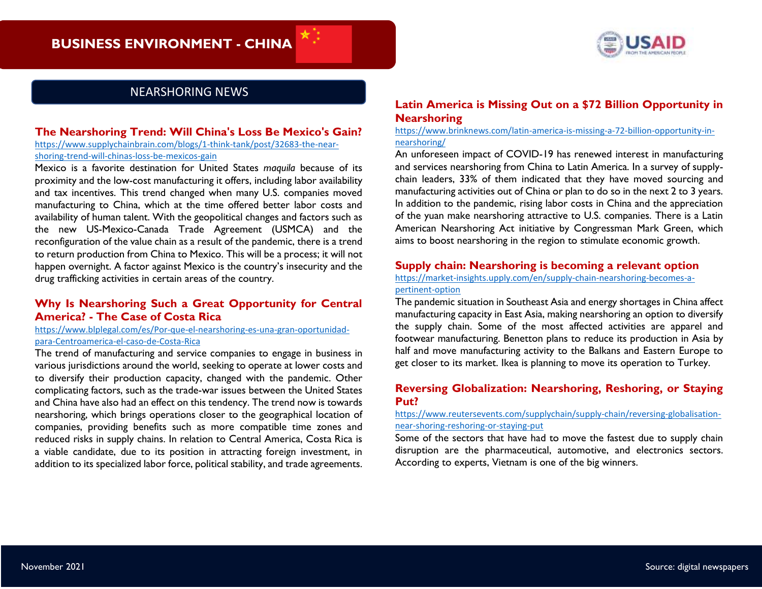# BUSINESS ENVIRONMENT - CHINA

## NEARSHORING NEWS

### The Nearshoring Trend: Will China's Loss Be Mexico's Gain?

https://www.supplychainbrain.com/blogs/1-think-tank/post/32683-the-near-shoring-trend-will-chinas-loss-be-mexicos-gain

Mexico is a favorite destination for United States *maquila* because of its proximity and the low-cost manufacturing it offers, including labor availability and tax incentives. This trend changed when many U.S. companies moved manufacturing to China, which at the time offered better labor costs and availability of human talent. With the geopolitical changes and factors such as the new US-Mexico-Canada Trade Agreement (USMCA) and the reconfiguration of the value chain as a result of the pandemic, there is a trend to return production from China to Mexico. This will be a process; it will not happen overnight. A factor against Mexico is the country's insecurity and the drug trafficking activities in certain areas of the country.

### Why Is Nearshoring Such a Great Opportunity for Central America? - The Case of Costa Rica

https://www.blplegal.com/es/Por-que-el-nearshoring-es-una-gran-oportunidad-para-Centroamerica-el-caso-de-Costa-Rica

The trend of manufacturing and service companies to engage in business in various jurisdictions around the world, seeking to operate at lower costs and to diversify their production capacity, changed with the pandemic. Other complicating factors, such as the trade-war issues between the United States and China have also had an effect on this tendency. The trend now is towards nearshoring, which brings operations closer to the geographical location of companies, providing benefits such as more compatible time zones and reduced risks in supply chains. In relation to Central America, Costa Rica is a viable candidate, due to its position in attracting foreign investment, in addition to its specialized labor force, political stability, and trade agreements.

### Latin America is Missing Out on a $72 Billion Opportunity in Nearshoring

https://www.brinknews.com/latin-america-is-missing-a-72-billion-opportunity-in-nearshoring/

An unforeseen impact of COVID-19 has renewed interest in manufacturing and services nearshoring from China to Latin America. In a survey of supply-chain leaders, 33% of them indicated that they have moved sourcing and manufacturing activities out of China or plan to do so in the next 2 to 3 years. In addition to the pandemic, rising labor costs in China and the appreciation of the yuan make nearshoring attractive to U.S. companies. There is a Latin American Nearshoring Act initiative by Congressman Mark Green, which aims to boost nearshoring in the region to stimulate economic growth.

### Supply chain: Nearshoring is becoming a relevant option

https://market-insights.upply.com/en/supply-chain-nearshoring-becomes-a-pertinent-option

The pandemic situation in Southeast Asia and energy shortages in China affect manufacturing capacity in East Asia, making nearshoring an option to diversify the supply chain. Some of the most affected activities are apparel and footwear manufacturing. Benetton plans to reduce its production in Asia by half and move manufacturing activity to the Balkans and Eastern Europe to get closer to its market. Ikea is planning to move its operation to Turkey.

### Reversing Globalization: Nearshoring, Reshoring, or Staying Put?

https://www.reutersevents.com/supplychain/supply-chain/reversing-globalisation-near-shoring-reshoring-or-staying-put

Some of the sectors that have had to move the fastest due to supply chain disruption are the pharmaceutical, automotive, and electronics sectors. According to experts, Vietnam is one of the big winners.

November 2021

Source: digital newspapers